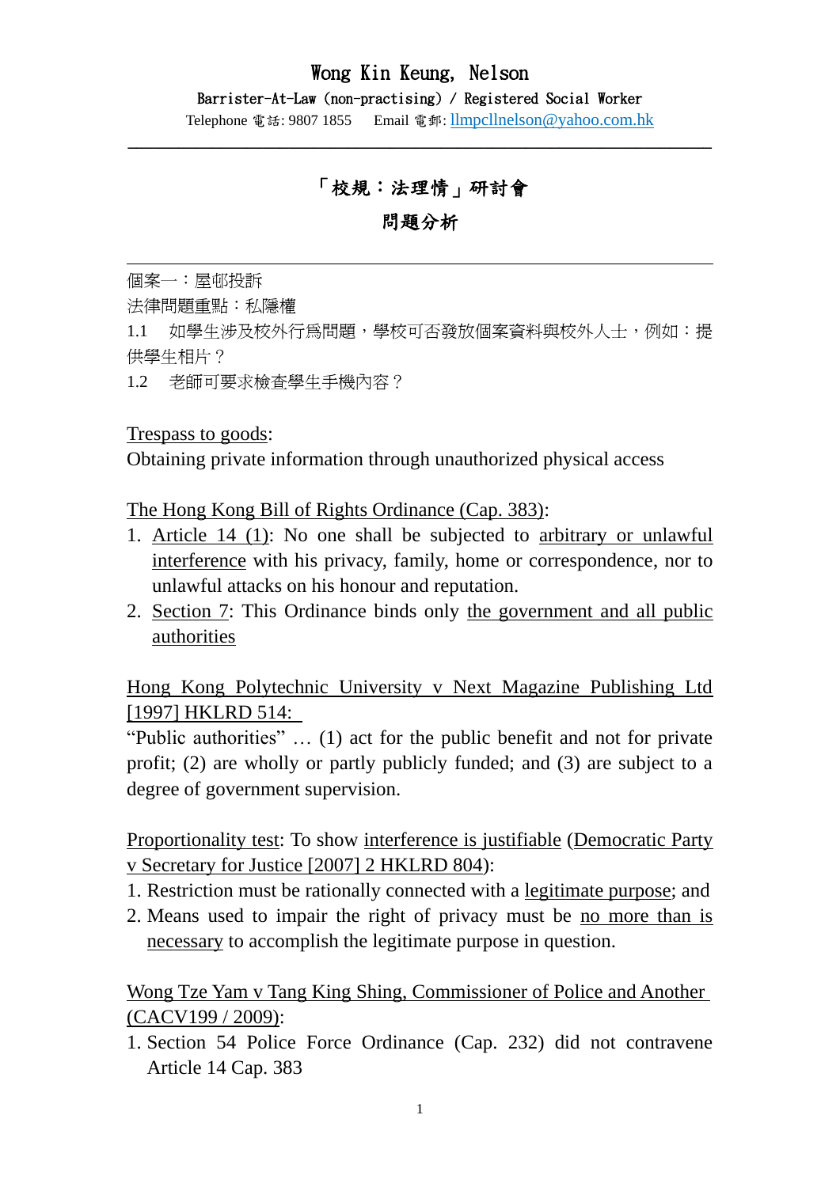# Wong Kin Keung, Nelson

Barrister-At-Law (non-practising) / Registered Social Worker

Telephone 電話: 9807 1855  Email 電郵: llmpcllnelson@yahoo.com.hk

---

## 「校規：法理情」研討會

## 問題分析

---

個案一：屋邨投訴

法律問題重點：私隱權

1.1 如學生涉及校外行爲問題，學校可否發放個案資料與校外人士，例如：提供學生相片？

1.2 老師可要求檢查學生手機內容？

Trespass to goods:

Obtaining private information through unauthorized physical access

The Hong Kong Bill of Rights Ordinance (Cap. 383):

1. Article 14 (1): No one shall be subjected to arbitrary or unlawful interference with his privacy, family, home or correspondence, nor to unlawful attacks on his honour and reputation.
2. Section 7: This Ordinance binds only the government and all public authorities

Hong Kong Polytechnic University v Next Magazine Publishing Ltd [1997] HKLRD 514:

"Public authorities" … (1) act for the public benefit and not for private profit; (2) are wholly or partly publicly funded; and (3) are subject to a degree of government supervision.

Proportionality test: To show interference is justifiable (Democratic Party v Secretary for Justice [2007] 2 HKLRD 804):

1. Restriction must be rationally connected with a legitimate purpose; and
2. Means used to impair the right of privacy must be no more than is necessary to accomplish the legitimate purpose in question.

Wong Tze Yam v Tang King Shing, Commissioner of Police and Another (CACV199 / 2009):

1. Section 54 Police Force Ordinance (Cap. 232) did not contravene Article 14 Cap. 383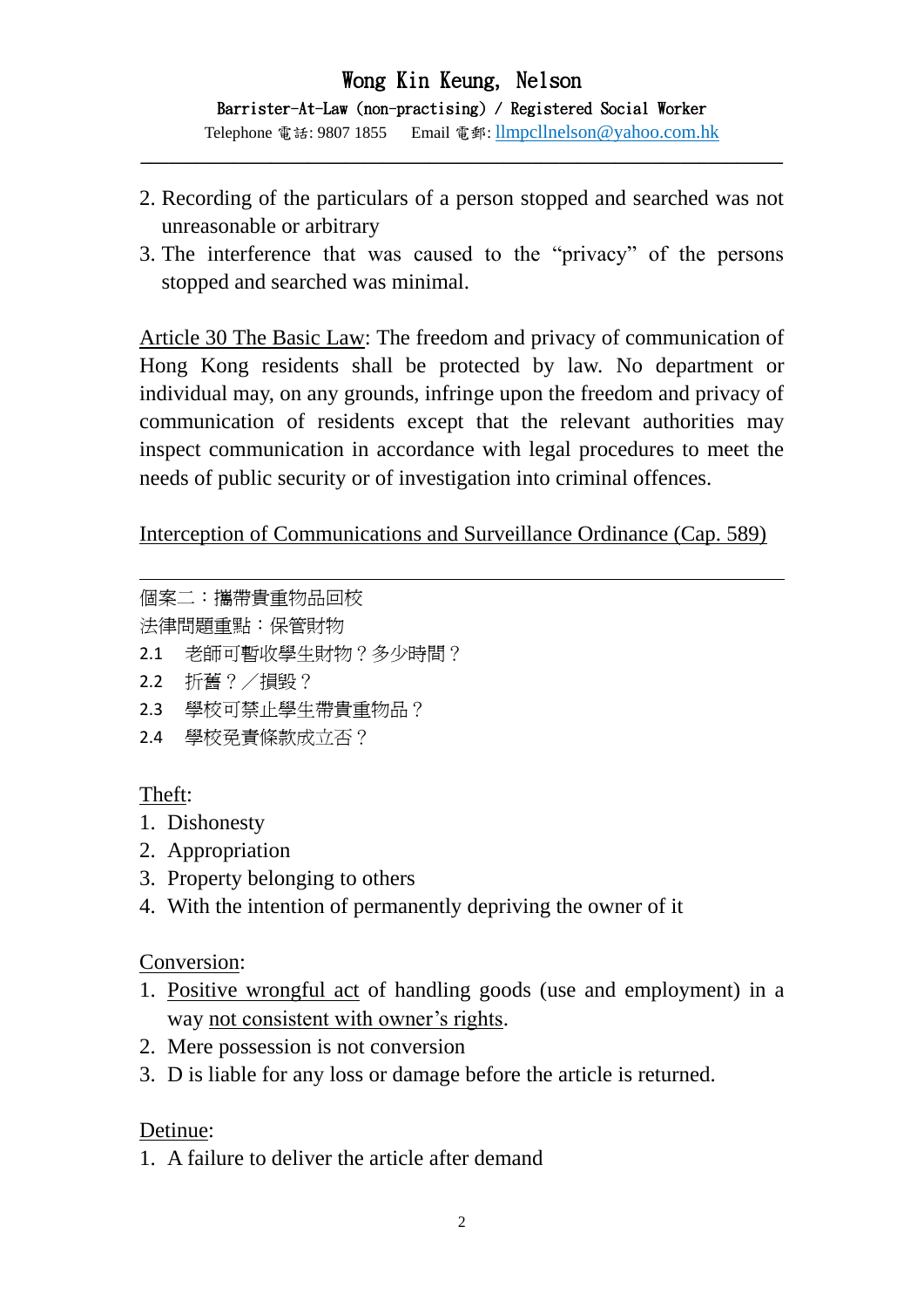2. Recording of the particulars of a person stopped and searched was not unreasonable or arbitrary
3. The interference that was caused to the "privacy" of the persons stopped and searched was minimal.

Article 30 The Basic Law: The freedom and privacy of communication of Hong Kong residents shall be protected by law. No department or individual may, on any grounds, infringe upon the freedom and privacy of communication of residents except that the relevant authorities may inspect communication in accordance with legal procedures to meet the needs of public security or of investigation into criminal offences.

Interception of Communications and Surveillance Ordinance (Cap. 589)

---

個案二：攜帶貴重物品回校

法律問題重點：保管財物

2.1 老師可暫收學生財物？多少時間？

2.2 折舊？／損毀？

2.3 學校可禁止學生帶貴重物品？

2.4 學校免責條款成立否？

Theft:

1. Dishonesty
2. Appropriation
3. Property belonging to others
4. With the intention of permanently depriving the owner of it

Conversion:

1. Positive wrongful act of handling goods (use and employment) in a way not consistent with owner's rights.
2. Mere possession is not conversion
3. D is liable for any loss or damage before the article is returned.

Detinue:

1. A failure to deliver the article after demand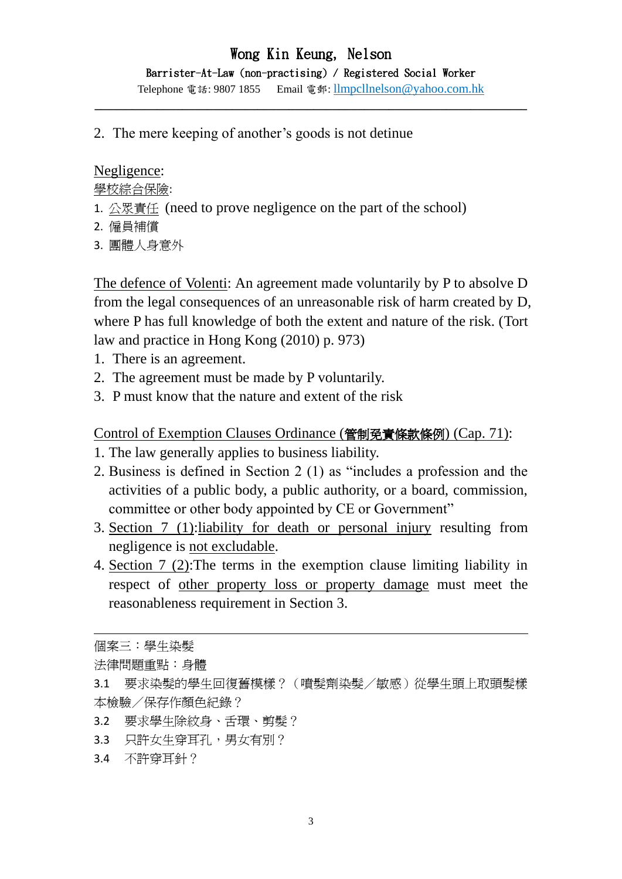2. The mere keeping of another's goods is not detinue

Negligence:

學校綜合保險:

1. 公眾責任 (need to prove negligence on the part of the school)
2. 僱員補償
3. 團體人身意外

The defence of Volenti: An agreement made voluntarily by P to absolve D from the legal consequences of an unreasonable risk of harm created by D, where P has full knowledge of both the extent and nature of the risk. (Tort law and practice in Hong Kong (2010) p. 973)

1. There is an agreement.
2. The agreement must be made by P voluntarily.
3. P must know that the nature and extent of the risk

Control of Exemption Clauses Ordinance (管制免責條款條例) (Cap. 71):

1. The law generally applies to business liability.
2. Business is defined in Section 2 (1) as "includes a profession and the activities of a public body, a public authority, or a board, commission, committee or other body appointed by CE or Government"
3. Section 7 (1):liability for death or personal injury resulting from negligence is not excludable.
4. Section 7 (2):The terms in the exemption clause limiting liability in respect of other property loss or property damage must meet the reasonableness requirement in Section 3.

---

個案三：學生染髮

法律問題重點：身體

3.1 要求染髮的學生回復舊模樣？（噴髮劑染髮／敏感）從學生頭上取頭髮樣本檢驗／保存作顏色紀錄？

3.2 要求學生除紋身、舌環、剪髮？

3.3 只許女生穿耳孔，男女有別？

3.4 不許穿耳針？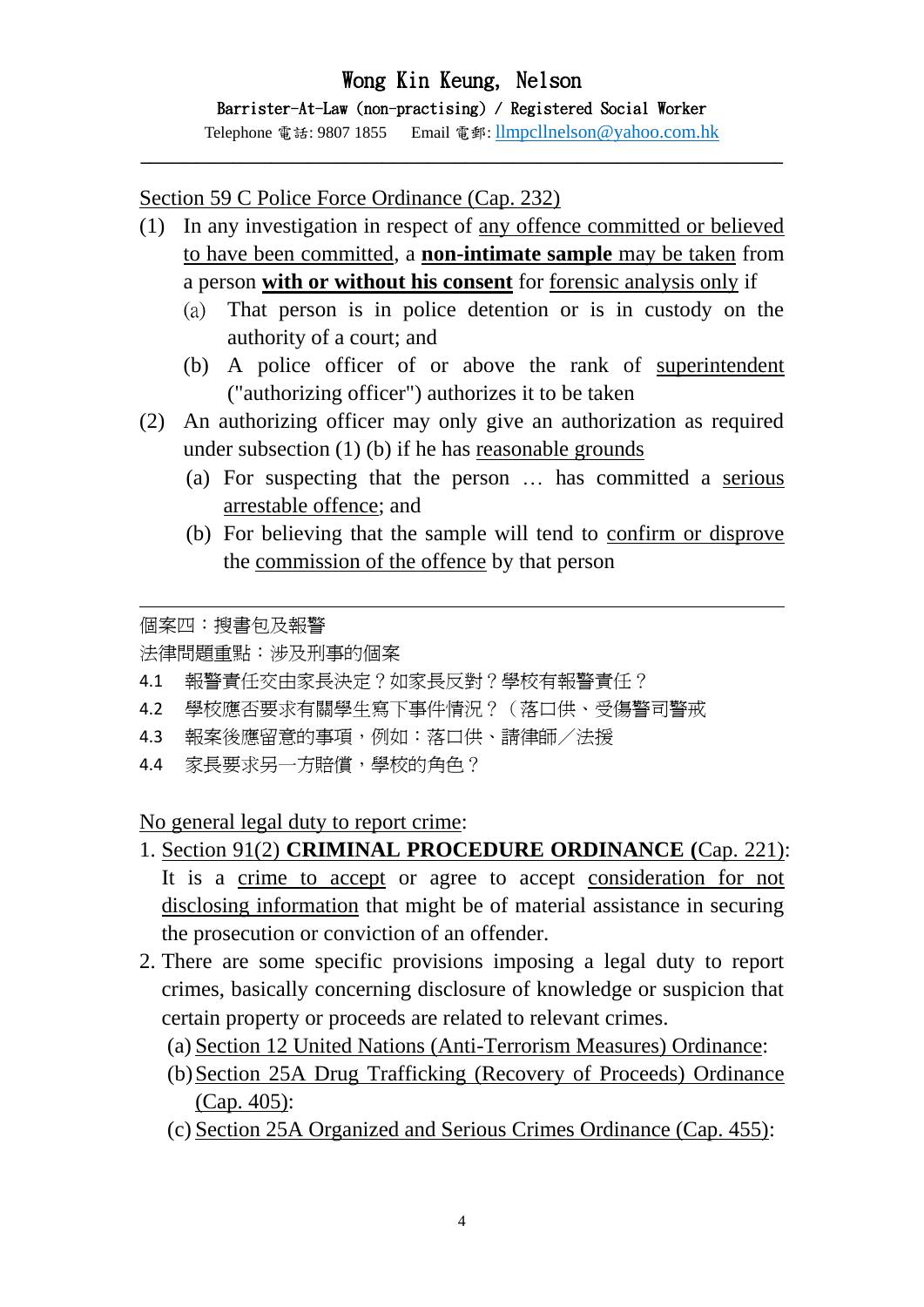Section 59 C Police Force Ordinance (Cap. 232)

(1) In any investigation in respect of any offence committed or believed to have been committed, a **non-intimate sample** may be taken from a person **with or without his consent** for forensic analysis only if
   - (a) That person is in police detention or is in custody on the authority of a court; and
   - (b) A police officer of or above the rank of superintendent ("authorizing officer") authorizes it to be taken

(2) An authorizing officer may only give an authorization as required under subsection (1) (b) if he has reasonable grounds
   - (a) For suspecting that the person … has committed a serious arrestable offence; and
   - (b) For believing that the sample will tend to confirm or disprove the commission of the offence by that person

---

個案四：搜書包及報警

法律問題重點：涉及刑事的個案

4.1 報警責任交由家長決定？如家長反對？學校有報警責任？

4.2 學校應否要求有關學生寫下事件情況？（落口供、受傷警司警戒

4.3 報案後應留意的事項，例如：落口供、請律師／法援

4.4 家長要求另一方賠償，學校的角色？

No general legal duty to report crime:

1. Section 91(2) **CRIMINAL PROCEDURE ORDINANCE (**Cap. 221): It is a crime to accept or agree to accept consideration for not disclosing information that might be of material assistance in securing the prosecution or conviction of an offender.
2. There are some specific provisions imposing a legal duty to report crimes, basically concerning disclosure of knowledge or suspicion that certain property or proceeds are related to relevant crimes.
   - (a) Section 12 United Nations (Anti-Terrorism Measures) Ordinance:
   - (b) Section 25A Drug Trafficking (Recovery of Proceeds) Ordinance (Cap. 405):
   - (c) Section 25A Organized and Serious Crimes Ordinance (Cap. 455):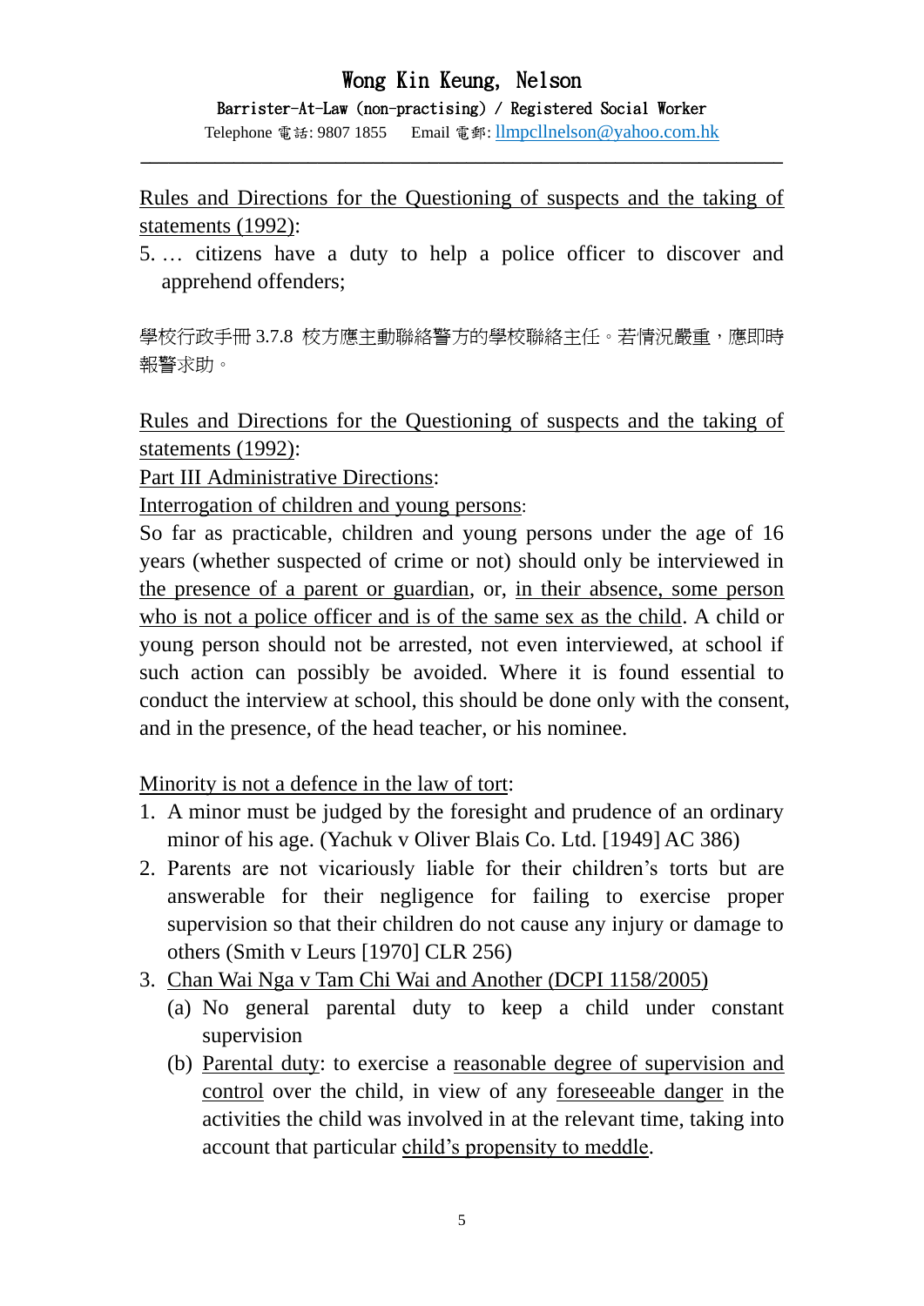<u>Rules and Directions for the Questioning of suspects and the taking of statements (1992)</u>:

5. … citizens have a duty to help a police officer to discover and apprehend offenders;

學校行政手冊 3.7.8 校方應主動聯絡警方的學校聯絡主任。若情況嚴重，應即時報警求助。

<u>Rules and Directions for the Questioning of suspects and the taking of statements (1992)</u>:

<u>Part III Administrative Directions</u>:

<u>Interrogation of children and young persons</u>:

So far as practicable, children and young persons under the age of 16 years (whether suspected of crime or not) should only be interviewed in <u>the presence of a parent or guardian</u>, or, <u>in their absence, some person who is not a police officer and is of the same sex as the child</u>. A child or young person should not be arrested, not even interviewed, at school if such action can possibly be avoided. Where it is found essential to conduct the interview at school, this should be done only with the consent, and in the presence, of the head teacher, or his nominee.

<u>Minority is not a defence in the law of tort</u>:

1. A minor must be judged by the foresight and prudence of an ordinary minor of his age. (Yachuk v Oliver Blais Co. Ltd. [1949] AC 386)
2. Parents are not vicariously liable for their children's torts but are answerable for their negligence for failing to exercise proper supervision so that their children do not cause any injury or damage to others (Smith v Leurs [1970] CLR 256)
3. <u>Chan Wai Nga v Tam Chi Wai and Another (DCPI 1158/2005)</u>
   (a) No general parental duty to keep a child under constant supervision
   (b) <u>Parental duty</u>: to exercise a <u>reasonable degree of supervision and control</u> over the child, in view of any <u>foreseeable danger</u> in the activities the child was involved in at the relevant time, taking into account that particular <u>child's propensity to meddle</u>.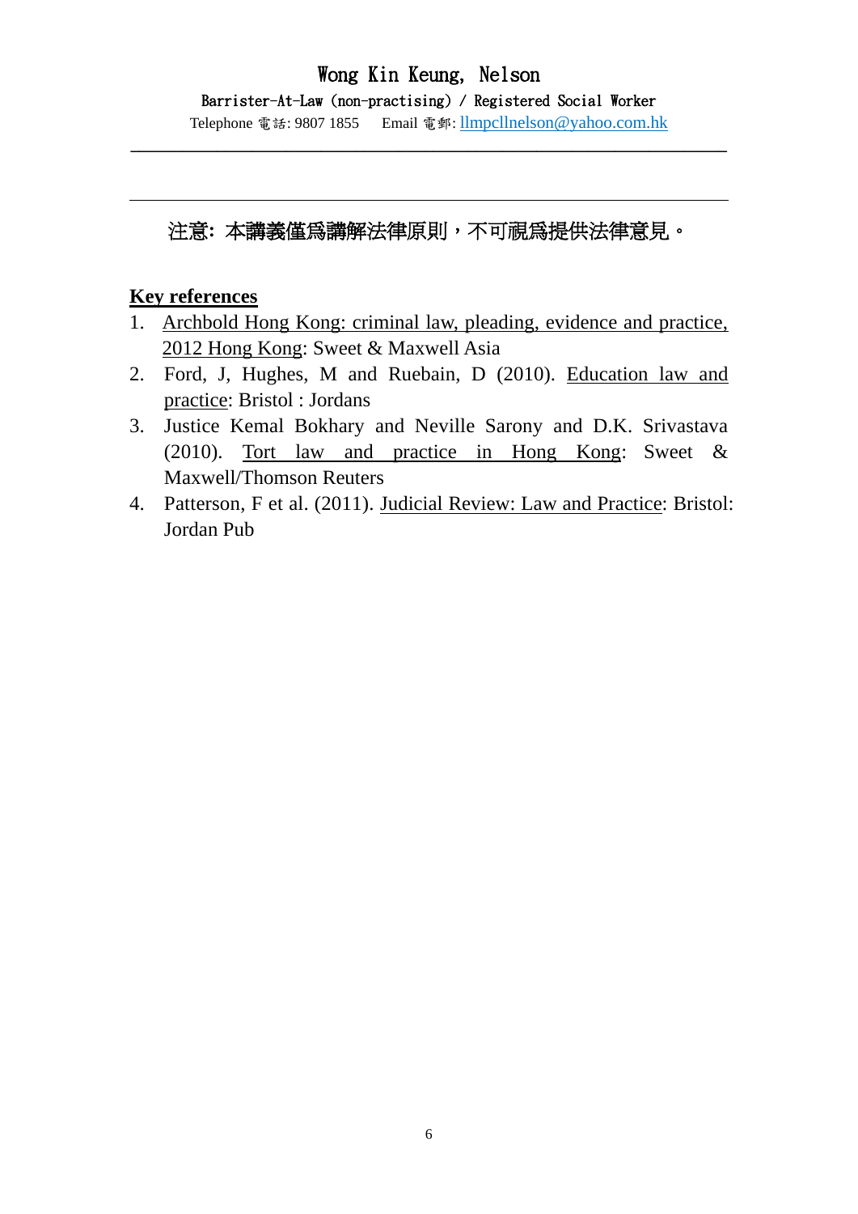注意：本講義僅爲講解法律原則，不可視爲提供法律意見。

## Key references

1. Archbold Hong Kong: criminal law, pleading, evidence and practice, 2012 Hong Kong: Sweet & Maxwell Asia
2. Ford, J, Hughes, M and Ruebain, D (2010). Education law and practice: Bristol : Jordans
3. Justice Kemal Bokhary and Neville Sarony and D.K. Srivastava (2010). Tort law and practice in Hong Kong: Sweet & Maxwell/Thomson Reuters
4. Patterson, F et al. (2011). Judicial Review: Law and Practice: Bristol: Jordan Pub